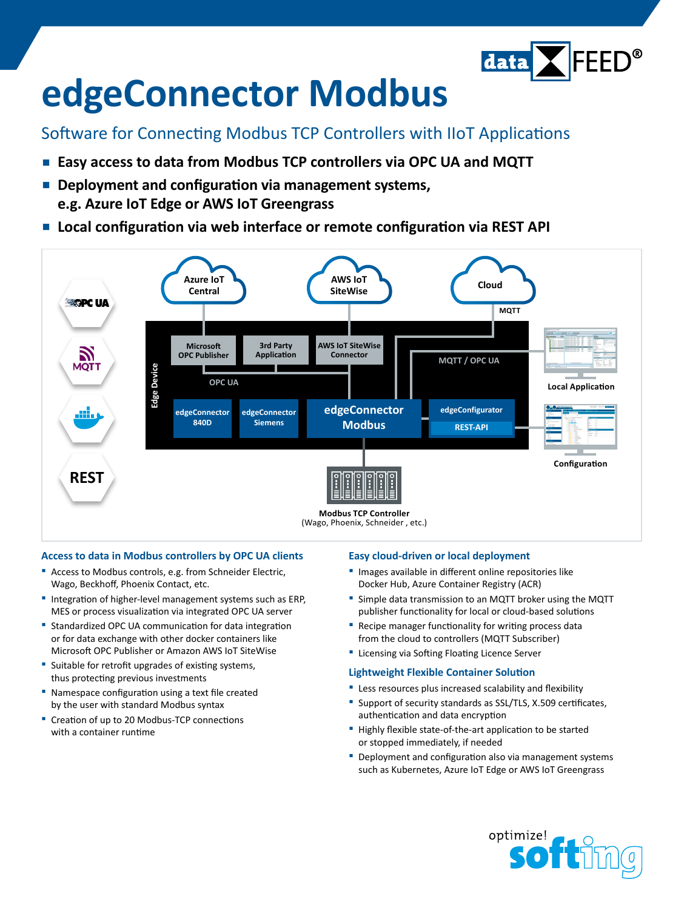# edgeConnector Modbus

## Software for Connecting Modbus TCP Controllers with IIoT Applications

- **Easy access to data from Modbus TCP controllers via OPC UA and MQTT**
- **Deployment and configuration via management systems, e.g. Azure IoT Edge or AWS IoT Greengrass**
- **Local configuration via web interface or remote configuration via REST API**

### Access to data in Modbus controllers by OPC UA clients

- Access to Modbus controls, e.g. from Schneider Electric, Wago, Beckhoff, Phoenix Contact, etc.
- Integration of higher-level management systems such as ERP, MES or process visualization via integrated OPC UA server
- Standardized OPC UA communication for data integration or for data exchange with other docker containers like Microsoft OPC Publisher or Amazon AWS IoT SiteWise
- Suitable for retrofit upgrades of existing systems, thus protecting previous investments
- Namespace configuration using a text file created by the user with standard Modbus syntax
- Creation of up to 20 Modbus-TCP connections with a container runtime

### Easy cloud-driven or local deployment

- Images available in different online repositories like Docker Hub, Azure Container Registry (ACR)
- Simple data transmission to an MQTT broker using the MQTT publisher functionality for local or cloud-based solutions
- Recipe manager functionality for writing process data from the cloud to controllers (MQTT Subscriber)
- Licensing via Softing Floating Licence Server

### Lightweight Flexible Container Solution

- Less resources plus increased scalability and flexibility
- Support of security standards as SSL/TLS, X.509 certificates, authentication and data encryption
- Highly flexible state-of-the-art application to be started or stopped immediately, if needed
- Deployment and configuration also via management systems such as Kubernetes, Azure IoT Edge or AWS IoT Greengrass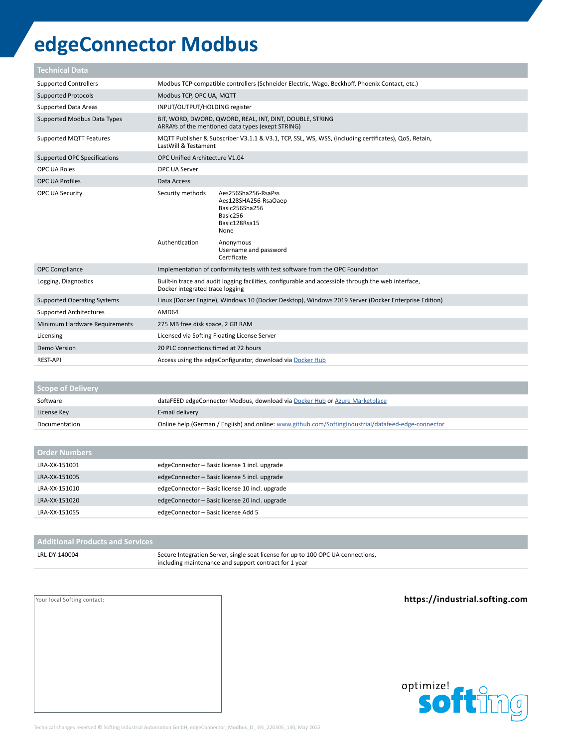# edgeConnector Modbus

| Technical Data | | |
|---|---|---|
| Supported Controllers | Modbus TCP-compatible controllers (Schneider Electric, Wago, Beckhoff, Phoenix Contact, etc.) | |
| Supported Protocols | Modbus TCP, OPC UA, MQTT | |
| Supported Data Areas | INPUT/OUTPUT/HOLDING register | |
| Supported Modbus Data Types | BIT, WORD, DWORD, QWORD, REAL, INT, DINT, DOUBLE, STRING<br>ARRAYs of the mentioned data types (exept STRING) | |
| Supported MQTT Features | MQTT Publisher & Subscriber V3.1.1 & V3.1, TCP, SSL, WS, WSS, (including certificates), QoS, Retain, LastWill & Testament | |
| Supported OPC Specifications | OPC Unified Architecture V1.04 | |
| OPC UA Roles | OPC UA Server | |
| OPC UA Profiles | Data Access | |
| OPC UA Security | Security methods | Aes256Sha256-RsaPss<br>Aes128SHA256-RsaOaep<br>Basic256Sha256<br>Basic256<br>Basic128Rsa15<br>None |
| | Authentication | Anonymous<br>Username and password<br>Certificate |
| OPC Compliance | Implementation of conformity tests with test software from the OPC Foundation | |
| Logging, Diagnostics | Built-in trace and audit logging facilities, configurable and accessible through the web interface, Docker integrated trace logging | |
| Supported Operating Systems | Linux (Docker Engine), Windows 10 (Docker Desktop), Windows 2019 Server (Docker Enterprise Edition) | |
| Supported Architectures | AMD64 | |
| Minimum Hardware Requirements | 275 MB free disk space, 2 GB RAM | |
| Licensing | Licensed via Softing Floating License Server | |
| Demo Version | 20 PLC connections timed at 72 hours | |
| REST-API | Access using the edgeConfigurator, download via Docker Hub | |

| Scope of Delivery | |
|---|---|
| Software | dataFEED edgeConnector Modbus, download via Docker Hub or Azure Marketplace |
| License Key | E-mail delivery |
| Documentation | Online help (German / English) and online: www.github.com/SoftingIndustrial/datafeed-edge-connector |

| Order Numbers | |
|---|---|
| LRA-XX-151001 | edgeConnector – Basic license 1 incl. upgrade |
| LRA-XX-151005 | edgeConnector – Basic license 5 incl. upgrade |
| LRA-XX-151010 | edgeConnector – Basic license 10 incl. upgrade |
| LRA-XX-151020 | edgeConnector – Basic license 20 incl. upgrade |
| LRA-XX-151055 | edgeConnector – Basic license Add 5 |

| Additional Products and Services | |
|---|---|
| LRL-DY-140004 | Secure Integration Server, single seat license for up to 100 OPC UA connections, including maintenance and support contract for 1 year |

Your local Softing contact:

**https://industrial.softing.com**

optimize! softing

Technical changes reserved © Softing Industrial Automation GmbH, edgeConnector_Modbus_D_ EN_220305_130, May 2022